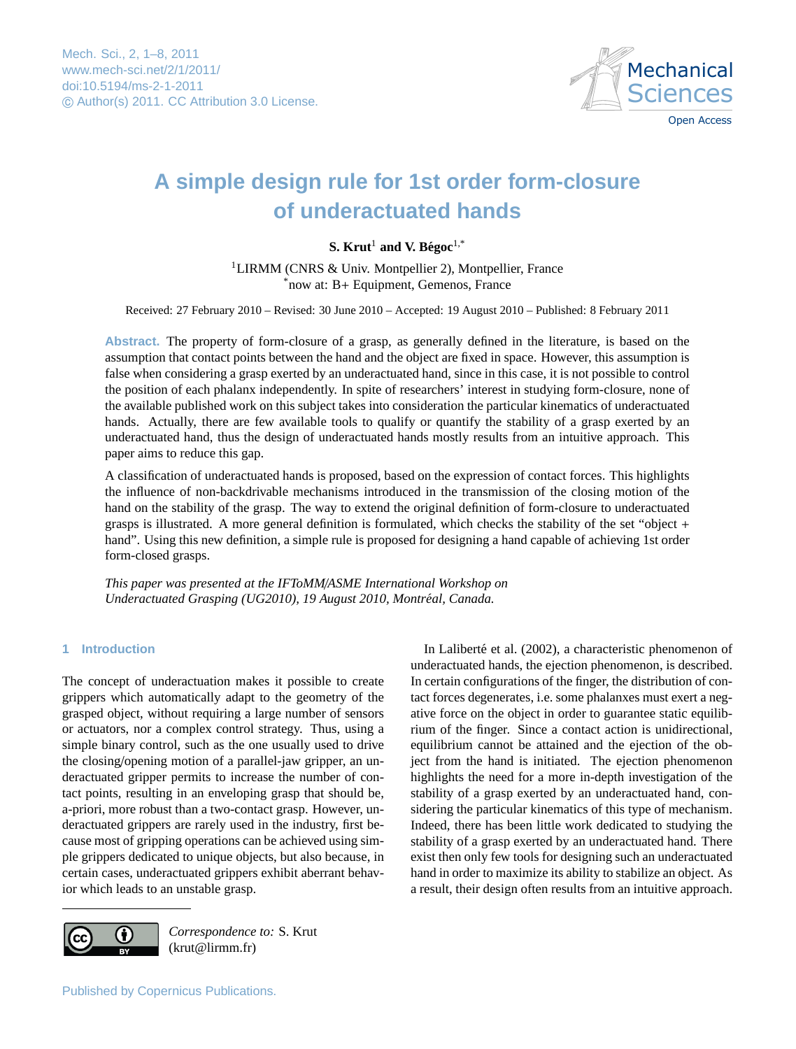# A simple design rule for 1st order form-closure of underactuated hands

**S. Krut**[1] **and V. Bégoc**[1,*]

[1]LIRMM (CNRS & Univ. Montpellier 2), Montpellier, France
[*]now at: B+ Equipment, Gemenos, France

Received: 27 February 2010 – Revised: 30 June 2010 – Accepted: 19 August 2010 – Published: 8 February 2011

**Abstract.** The property of form-closure of a grasp, as generally defined in the literature, is based on the assumption that contact points between the hand and the object are fixed in space. However, this assumption is false when considering a grasp exerted by an underactuated hand, since in this case, it is not possible to control the position of each phalanx independently. In spite of researchers' interest in studying form-closure, none of the available published work on this subject takes into consideration the particular kinematics of underactuated hands. Actually, there are few available tools to qualify or quantify the stability of a grasp exerted by an underactuated hand, thus the design of underactuated hands mostly results from an intuitive approach. This paper aims to reduce this gap.

A classification of underactuated hands is proposed, based on the expression of contact forces. This highlights the influence of non-backdrivable mechanisms introduced in the transmission of the closing motion of the hand on the stability of the grasp. The way to extend the original definition of form-closure to underactuated grasps is illustrated. A more general definition is formulated, which checks the stability of the set "object + hand". Using this new definition, a simple rule is proposed for designing a hand capable of achieving 1st order form-closed grasps.

*This paper was presented at the IFToMM/ASME International Workshop on Underactuated Grasping (UG2010), 19 August 2010, Montréal, Canada.*

## 1 Introduction

The concept of underactuation makes it possible to create grippers which automatically adapt to the geometry of the grasped object, without requiring a large number of sensors or actuators, nor a complex control strategy. Thus, using a simple binary control, such as the one usually used to drive the closing/opening motion of a parallel-jaw gripper, an underactuated gripper permits to increase the number of contact points, resulting in an enveloping grasp that should be, a-priori, more robust than a two-contact grasp. However, underactuated grippers are rarely used in the industry, first because most of gripping operations can be achieved using simple grippers dedicated to unique objects, but also because, in certain cases, underactuated grippers exhibit aberrant behavior which leads to an unstable grasp.

In Laliberté et al. (2002), a characteristic phenomenon of underactuated hands, the ejection phenomenon, is described. In certain configurations of the finger, the distribution of contact forces degenerates, i.e. some phalanxes must exert a negative force on the object in order to guarantee static equilibrium of the finger. Since a contact action is unidirectional, equilibrium cannot be attained and the ejection of the object from the hand is initiated. The ejection phenomenon highlights the need for a more in-depth investigation of the stability of a grasp exerted by an underactuated hand, considering the particular kinematics of this type of mechanism. Indeed, there has been little work dedicated to studying the stability of a grasp exerted by an underactuated hand. There exist then only few tools for designing such an underactuated hand in order to maximize its ability to stabilize an object. As a result, their design often results from an intuitive approach.

*Correspondence to:* S. Krut
(krut@lirmm.fr)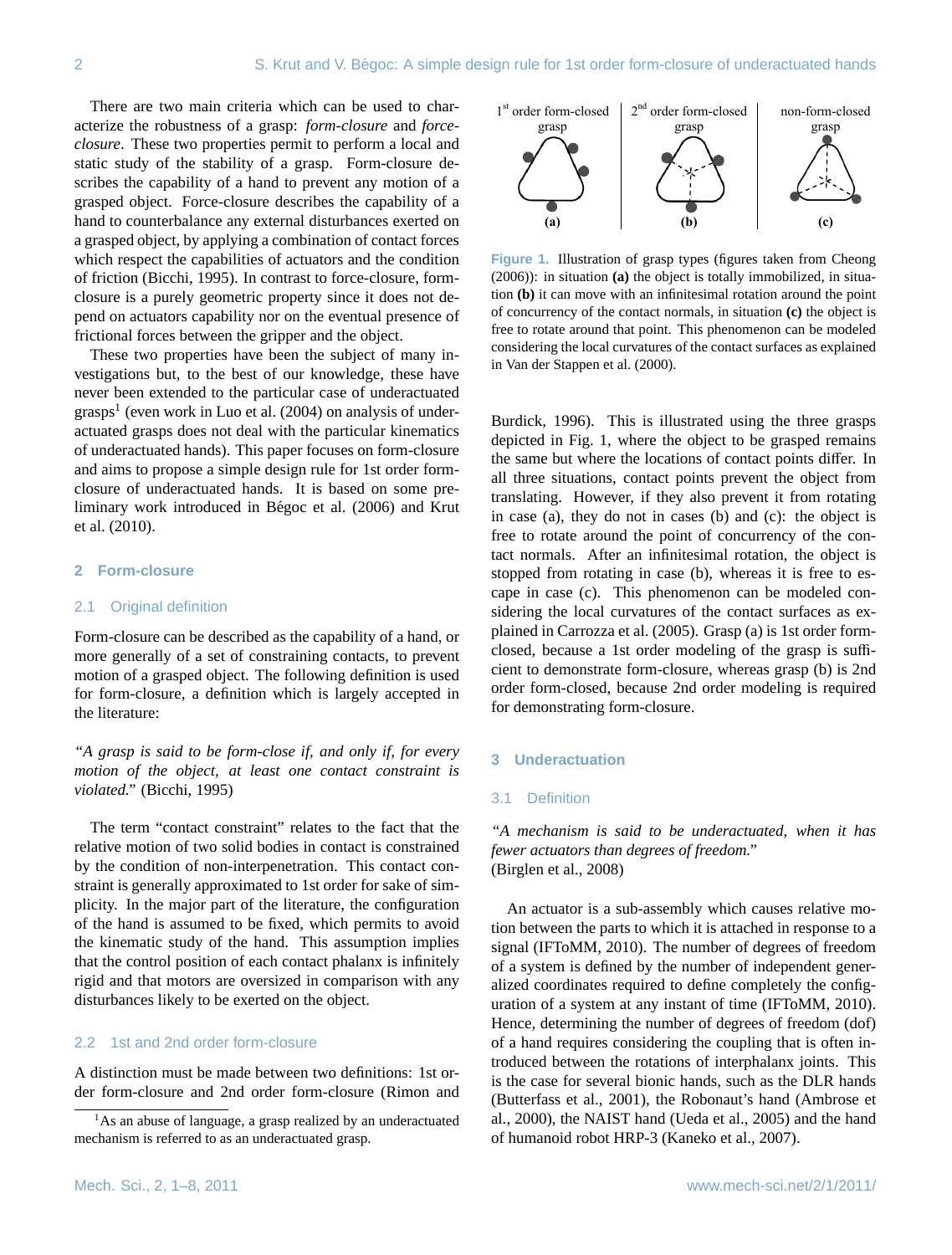There are two main criteria which can be used to characterize the robustness of a grasp: *form-closure* and *force-closure*. These two properties permit to perform a local and static study of the stability of a grasp. Form-closure describes the capability of a hand to prevent any motion of a grasped object. Force-closure describes the capability of a hand to counterbalance any external disturbances exerted on a grasped object, by applying a combination of contact forces which respect the capabilities of actuators and the condition of friction (Bicchi, 1995). In contrast to force-closure, form-closure is a purely geometric property since it does not depend on actuators capability nor on the eventual presence of frictional forces between the gripper and the object.

These two properties have been the subject of many investigations but, to the best of our knowledge, these have never been extended to the particular case of underactuated grasps[1] (even work in Luo et al. (2004) on analysis of underactuated grasps does not deal with the particular kinematics of underactuated hands). This paper focuses on form-closure and aims to propose a simple design rule for 1st order form-closure of underactuated hands. It is based on some preliminary work introduced in Bégoc et al. (2006) and Krut et al. (2010).

## 2 Form-closure

### 2.1 Original definition

Form-closure can be described as the capability of a hand, or more generally of a set of constraining contacts, to prevent motion of a grasped object. The following definition is used for form-closure, a definition which is largely accepted in the literature:

*"A grasp is said to be form-close if, and only if, for every motion of the object, at least one contact constraint is violated."* (Bicchi, 1995)

The term "contact constraint" relates to the fact that the relative motion of two solid bodies in contact is constrained by the condition of non-interpenetration. This contact constraint is generally approximated to 1st order for sake of simplicity. In the major part of the literature, the configuration of the hand is assumed to be fixed, which permits to avoid the kinematic study of the hand. This assumption implies that the control position of each contact phalanx is infinitely rigid and that motors are oversized in comparison with any disturbances likely to be exerted on the object.

### 2.2 1st and 2nd order form-closure

A distinction must be made between two definitions: 1st order form-closure and 2nd order form-closure (Rimon and Burdick, 1996). This is illustrated using the three grasps depicted in Fig. 1, where the object to be grasped remains the same but where the locations of contact points differ. In all three situations, contact points prevent the object from translating. However, if they also prevent it from rotating in case (a), they do not in cases (b) and (c): the object is free to rotate around the point of concurrency of the contact normals. After an infinitesimal rotation, the object is stopped from rotating in case (b), whereas it is free to escape in case (c). This phenomenon can be modeled considering the local curvatures of the contact surfaces as explained in Carrozza et al. (2005). Grasp (a) is 1st order form-closed, because a 1st order modeling of the grasp is sufficient to demonstrate form-closure, whereas grasp (b) is 2nd order form-closed, because 2nd order modeling is required for demonstrating form-closure.

**Figure 1.** Illustration of grasp types (figures taken from Cheong (2006)): in situation **(a)** the object is totally immobilized, in situation **(b)** it can move with an infinitesimal rotation around the point of concurrency of the contact normals, in situation **(c)** the object is free to rotate around that point. This phenomenon can be modeled considering the local curvatures of the contact surfaces as explained in Van der Stappen et al. (2000).

## 3 Underactuation

### 3.1 Definition

*"A mechanism is said to be underactuated, when it has fewer actuators than degrees of freedom."*
(Birglen et al., 2008)

An actuator is a sub-assembly which causes relative motion between the parts to which it is attached in response to a signal (IFToMM, 2010). The number of degrees of freedom of a system is defined by the number of independent generalized coordinates required to define completely the configuration of a system at any instant of time (IFToMM, 2010). Hence, determining the number of degrees of freedom (dof) of a hand requires considering the coupling that is often introduced between the rotations of interphalanx joints. This is the case for several bionic hands, such as the DLR hands (Butterfass et al., 2001), the Robonaut's hand (Ambrose et al., 2000), the NAIST hand (Ueda et al., 2005) and the hand of humanoid robot HRP-3 (Kaneko et al., 2007).

[1] As an abuse of language, a grasp realized by an underactuated mechanism is referred to as an underactuated grasp.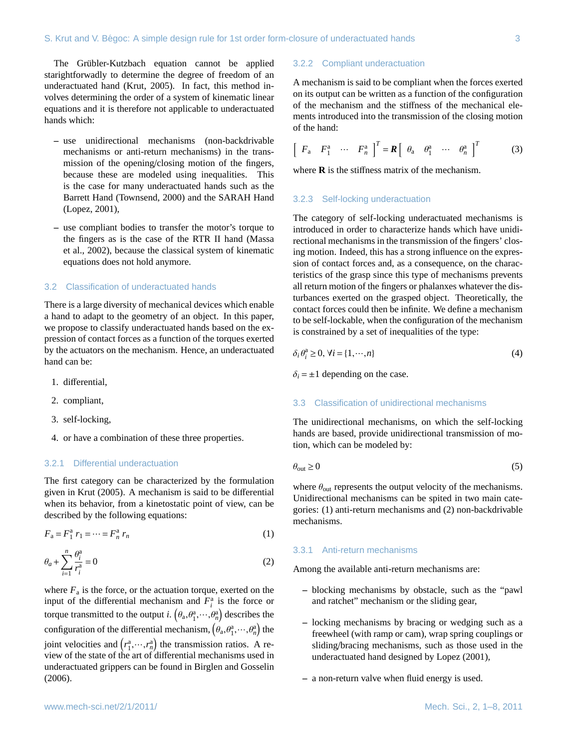The Grübler-Kutzbach equation cannot be applied starightforwadly to determine the degree of freedom of an underactuated hand (Krut, 2005). In fact, this method involves determining the order of a system of kinematic linear equations and it is therefore not applicable to underactuated hands which:

- use unidirectional mechanisms (non-backdrivable mechanisms or anti-return mechanisms) in the transmission of the opening/closing motion of the fingers, because these are modeled using inequalities. This is the case for many underactuated hands such as the Barrett Hand (Townsend, 2000) and the SARAH Hand (Lopez, 2001),
- use compliant bodies to transfer the motor's torque to the fingers as is the case of the RTR II hand (Massa et al., 2002), because the classical system of kinematic equations does not hold anymore.

## 3.2 Classification of underactuated hands

There is a large diversity of mechanical devices which enable a hand to adapt to the geometry of an object. In this paper, we propose to classify underactuated hands based on the expression of contact forces as a function of the torques exerted by the actuators on the mechanism. Hence, an underactuated hand can be:

1. differential,
2. compliant,
3. self-locking,
4. or have a combination of these three properties.

### 3.2.1 Differential underactuation

The first category can be characterized by the formulation given in Krut (2005). A mechanism is said to be differential when its behavior, from a kinetostatic point of view, can be described by the following equations:

$$F_{\mathrm{a}} = F_1^{\mathrm{a}}\, r_1 = \cdots = F_n^{\mathrm{a}}\, r_n \tag{1}$$

$$\theta_a + \sum_{i=1}^{n} \frac{\theta_i^{\mathrm{a}}}{r_i^{\mathrm{a}}} = 0 \tag{2}$$

where $F_{\mathrm{a}}$ is the force, or the actuation torque, exerted on the input of the differential mechanism and $F_i^{\mathrm{a}}$ is the force or torque transmitted to the output *i*. $\left(\theta_{\mathrm{a}}, \theta_1^{\mathrm{a}}, \cdots, \theta_n^{\mathrm{a}}\right)$ describes the configuration of the differential mechanism, $\left(\theta_{\mathrm{a}}, \theta_1^{\mathrm{a}}, \cdots, \theta_n^{\mathrm{a}}\right)$ the joint velocities and $\left(r_1^{\mathrm{a}}, \cdots, r_n^{\mathrm{a}}\right)$ the transmission ratios. A review of the state of the art of differential mechanisms used in underactuated grippers can be found in Birglen and Gosselin (2006).

### 3.2.2 Compliant underactuation

A mechanism is said to be compliant when the forces exerted on its output can be written as a function of the configuration of the mechanism and the stiffness of the mechanical elements introduced into the transmission of the closing motion of the hand:

$$\left[\begin{array}{cccc} F_{\mathrm{a}} & F_1^{\mathrm{a}} & \cdots & F_n^{\mathrm{a}} \end{array}\right]^T = \boldsymbol{R} \left[\begin{array}{cccc} \theta_{\mathrm{a}} & \theta_1^{\mathrm{a}} & \cdots & \theta_n^{\mathrm{a}} \end{array}\right]^T \tag{3}$$

where $\mathbf{R}$ is the stiffness matrix of the mechanism.

### 3.2.3 Self-locking underactuation

The category of self-locking underactuated mechanisms is introduced in order to characterize hands which have unidirectional mechanisms in the transmission of the fingers' closing motion. Indeed, this has a strong influence on the expression of contact forces and, as a consequence, on the characteristics of the grasp since this type of mechanisms prevents all return motion of the fingers or phalanxes whatever the disturbances exerted on the grasped object. Theoretically, the contact forces could then be infinite. We define a mechanism to be self-lockable, when the configuration of the mechanism is constrained by a set of inequalities of the type:

$$\delta_i\, \theta_i^{\mathrm{a}} \geq 0,\ \forall i = \{1, \cdots, n\} \tag{4}$$

$\delta_i = \pm 1$ depending on the case.

## 3.3 Classification of unidirectional mechanisms

The unidirectional mechanisms, on which the self-locking hands are based, provide unidirectional transmission of motion, which can be modeled by:

$$\theta_{\mathrm{out}} \geq 0 \tag{5}$$

where $\theta_{\mathrm{out}}$ represents the output velocity of the mechanisms. Unidirectional mechanisms can be spited in two main categories: (1) anti-return mechanisms and (2) non-backdrivable mechanisms.

### 3.3.1 Anti-return mechanisms

Among the available anti-return mechanisms are:

- blocking mechanisms by obstacle, such as the "pawl and ratchet" mechanism or the sliding gear,
- locking mechanisms by bracing or wedging such as a freewheel (with ramp or cam), wrap spring couplings or sliding/bracing mechanisms, such as those used in the underactuated hand designed by Lopez (2001),
- a non-return valve when fluid energy is used.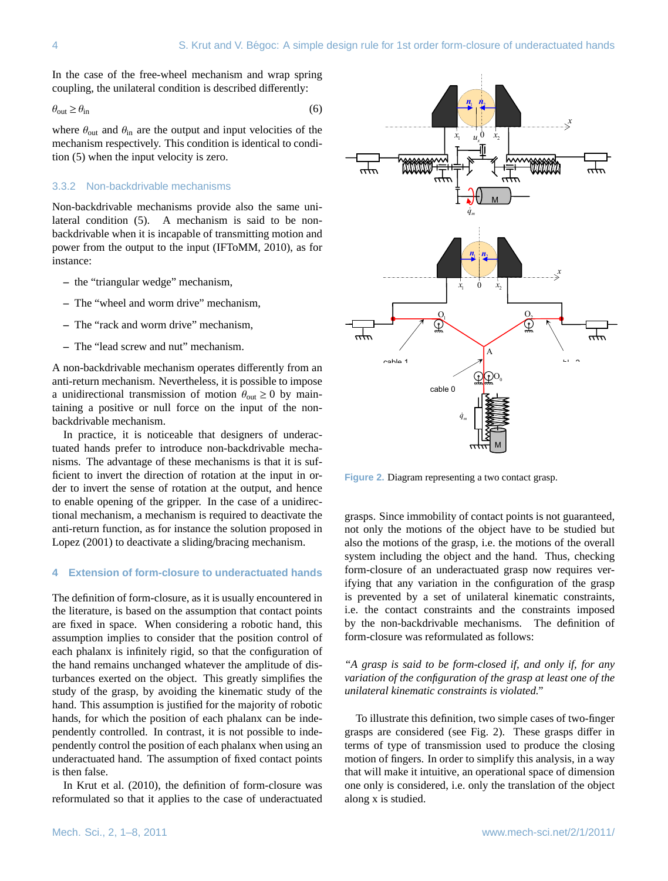In the case of the free-wheel mechanism and wrap spring coupling, the unilateral condition is described differently:

$$\dot{\theta}_{\text{out}} \geq \dot{\theta}_{\text{in}} \tag{6}$$

where $\dot{\theta}_{\text{out}}$ and $\dot{\theta}_{\text{in}}$ are the output and input velocities of the mechanism respectively. This condition is identical to condition (5) when the input velocity is zero.

### 3.3.2 Non-backdrivable mechanisms

Non-backdrivable mechanisms provide also the same unilateral condition (5). A mechanism is said to be non-backdrivable when it is incapable of transmitting motion and power from the output to the input (IFToMM, 2010), as for instance:

- the "triangular wedge" mechanism,
- The "wheel and worm drive" mechanism,
- The "rack and worm drive" mechanism,
- The "lead screw and nut" mechanism.

A non-backdrivable mechanism operates differently from an anti-return mechanism. Nevertheless, it is possible to impose a unidirectional transmission of motion $\dot{\theta}_{\text{out}} \geq 0$ by maintaining a positive or null force on the input of the non-backdrivable mechanism.

In practice, it is noticeable that designers of underactuated hands prefer to introduce non-backdrivable mechanisms. The advantage of these mechanisms is that it is sufficient to invert the direction of rotation at the input in order to invert the sense of rotation at the output, and hence to enable opening of the gripper. In the case of a unidirectional mechanism, a mechanism is required to deactivate the anti-return function, as for instance the solution proposed in Lopez (2001) to deactivate a sliding/bracing mechanism.

## 4 Extension of form-closure to underactuated hands

The definition of form-closure, as it is usually encountered in the literature, is based on the assumption that contact points are fixed in space. When considering a robotic hand, this assumption implies to consider that the position control of each phalanx is infinitely rigid, so that the configuration of the hand remains unchanged whatever the amplitude of disturbances exerted on the object. This greatly simplifies the study of the grasp, by avoiding the kinematic study of the hand. This assumption is justified for the majority of robotic hands, for which the position of each phalanx can be independently controlled. In contrast, it is not possible to independently control the position of each phalanx when using an underactuated hand. The assumption of fixed contact points is then false.

In Krut et al. (2010), the definition of form-closure was reformulated so that it applies to the case of underactuated grasps. Since immobility of contact points is not guaranteed, not only the motions of the object have to be studied but also the motions of the grasp, i.e. the motions of the overall system including the object and the hand. Thus, checking form-closure of an underactuated grasp now requires verifying that any variation in the configuration of the grasp is prevented by a set of unilateral kinematic constraints, i.e. the contact constraints and the constraints imposed by the non-backdrivable mechanisms. The definition of form-closure was reformulated as follows:

*"A grasp is said to be form-closed if, and only if, for any variation of the configuration of the grasp at least one of the unilateral kinematic constraints is violated."*

To illustrate this definition, two simple cases of two-finger grasps are considered (see Fig. 2). These grasps differ in terms of type of transmission used to produce the closing motion of fingers. In order to simplify this analysis, in a way that will make it intuitive, an operational space of dimension one only is considered, i.e. only the translation of the object along x is studied.

**Figure 2.** Diagram representing a two contact grasp.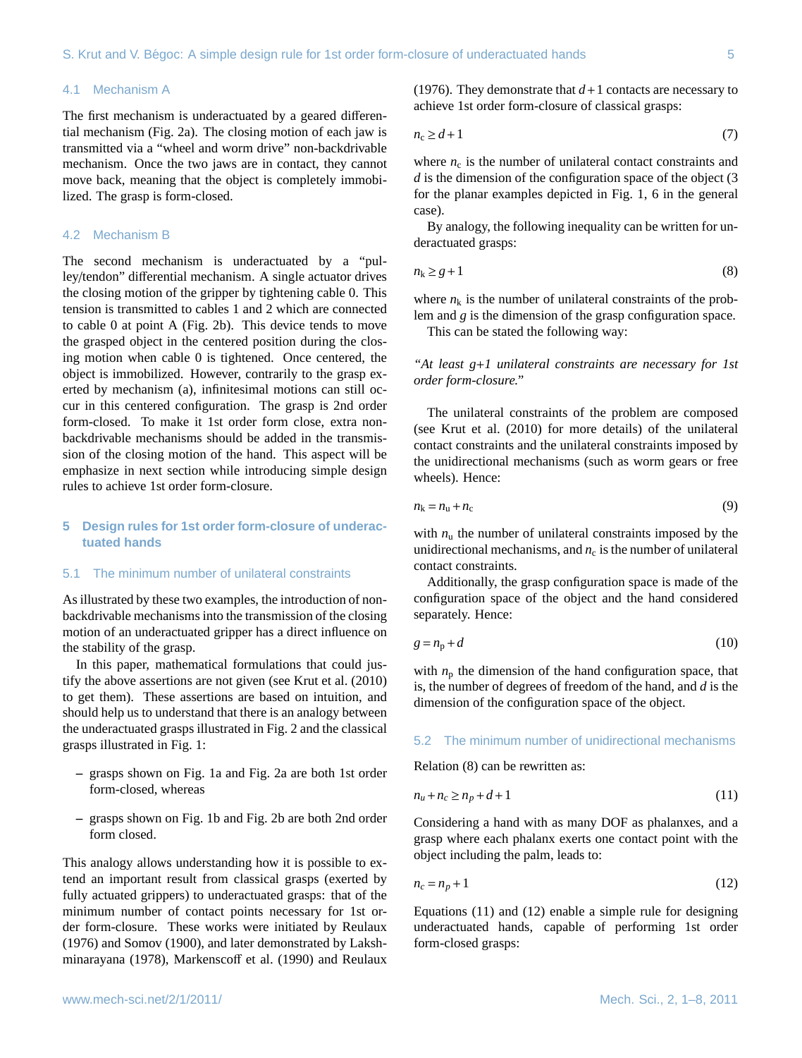### 4.1 Mechanism A

The first mechanism is underactuated by a geared differential mechanism (Fig. 2a). The closing motion of each jaw is transmitted via a "wheel and worm drive" non-backdrivable mechanism. Once the two jaws are in contact, they cannot move back, meaning that the object is completely immobilized. The grasp is form-closed.

### 4.2 Mechanism B

The second mechanism is underactuated by a "pulley/tendon" differential mechanism. A single actuator drives the closing motion of the gripper by tightening cable 0. This tension is transmitted to cables 1 and 2 which are connected to cable 0 at point A (Fig. 2b). This device tends to move the grasped object in the centered position during the closing motion when cable 0 is tightened. Once centered, the object is immobilized. However, contrarily to the grasp exerted by mechanism (a), infinitesimal motions can still occur in this centered configuration. The grasp is 2nd order form-closed. To make it 1st order form close, extra non-backdrivable mechanisms should be added in the transmission of the closing motion of the hand. This aspect will be emphasize in next section while introducing simple design rules to achieve 1st order form-closure.

## 5 Design rules for 1st order form-closure of underactuated hands

### 5.1 The minimum number of unilateral constraints

As illustrated by these two examples, the introduction of non-backdrivable mechanisms into the transmission of the closing motion of an underactuated gripper has a direct influence on the stability of the grasp.

In this paper, mathematical formulations that could justify the above assertions are not given (see Krut et al. (2010) to get them). These assertions are based on intuition, and should help us to understand that there is an analogy between the underactuated grasps illustrated in Fig. 2 and the classical grasps illustrated in Fig. 1:

- grasps shown on Fig. 1a and Fig. 2a are both 1st order form-closed, whereas
- grasps shown on Fig. 1b and Fig. 2b are both 2nd order form closed.

This analogy allows understanding how it is possible to extend an important result from classical grasps (exerted by fully actuated grippers) to underactuated grasps: that of the minimum number of contact points necessary for 1st order form-closure. These works were initiated by Reulaux (1976) and Somov (1900), and later demonstrated by Lakshminarayana (1978), Markenscoff et al. (1990) and Reulaux (1976). They demonstrate that $d+1$ contacts are necessary to achieve 1st order form-closure of classical grasps:

$$n_c \geq d+1 \tag{7}$$

where $n_c$ is the number of unilateral contact constraints and $d$ is the dimension of the configuration space of the object (3 for the planar examples depicted in Fig. 1, 6 in the general case).

By analogy, the following inequality can be written for underactuated grasps:

$$n_k \geq g+1 \tag{8}$$

where $n_k$ is the number of unilateral constraints of the problem and $g$ is the dimension of the grasp configuration space.

This can be stated the following way:

*"At least g+1 unilateral constraints are necessary for 1st order form-closure."*

The unilateral constraints of the problem are composed (see Krut et al. (2010) for more details) of the unilateral contact constraints and the unilateral constraints imposed by the unidirectional mechanisms (such as worm gears or free wheels). Hence:

$$n_k = n_u + n_c \tag{9}$$

with $n_u$ the number of unilateral constraints imposed by the unidirectional mechanisms, and $n_c$ is the number of unilateral contact constraints.

Additionally, the grasp configuration space is made of the configuration space of the object and the hand considered separately. Hence:

$$g = n_p + d \tag{10}$$

with $n_p$ the dimension of the hand configuration space, that is, the number of degrees of freedom of the hand, and $d$ is the dimension of the configuration space of the object.

### 5.2 The minimum number of unidirectional mechanisms

Relation (8) can be rewritten as:

$$n_u + n_c \geq n_p + d + 1 \tag{11}$$

Considering a hand with as many DOF as phalanxes, and a grasp where each phalanx exerts one contact point with the object including the palm, leads to:

$$n_c = n_p + 1 \tag{12}$$

Equations (11) and (12) enable a simple rule for designing underactuated hands, capable of performing 1st order form-closed grasps: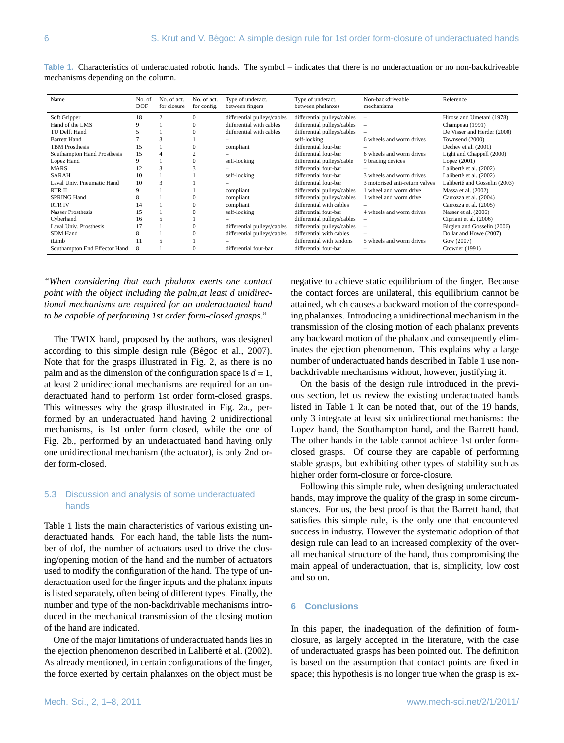**Table 1.** Characteristics of underactuated robotic hands. The symbol – indicates that there is no underactuation or no non-backdriveable mechanisms depending on the column.

| Name | No. of DOF | No. of act. for closure | No. of act. for config. | Type of underact. between fingers | Type of underact. between phalanxes | Non-backdriveable mechanisms | Reference |
|---|---|---|---|---|---|---|---|
| Soft Gripper | 18 | 2 | 0 | differential pulleys/cables | differential pulleys/cables | – | Hirose and Umetani (1978) |
| Hand of the LMS | 9 | 1 | 0 | differential with cables | differential pulleys/cables | – | Champeau (1991) |
| TU Delft Hand | 5 | 1 | 0 | differential with cables | differential pulleys/cables | – | De Visser and Herder (2000) |
| Barrett Hand | 7 | 3 | 1 | – | self-locking | 6 wheels and worm drives | Townsend (2000) |
| TBM Prosthesis | 15 | 1 | 0 | compliant | differential four-bar | – | Dechev et al. (2001) |
| Southampton Hand Prosthesis | 15 | 4 | 2 | – | differential four-bar | 6 wheels and worm drives | Light and Chappell (2000) |
| Lopez Hand | 9 | 1 | 0 | self-locking | differential pulleys/cable | 9 bracing devices | Lopez (2001) |
| MARS | 12 | 3 | 3 | – | differential four-bar | – | Laliberté et al. (2002) |
| SARAH | 10 | 1 | 1 | self-locking | differential four-bar | 3 wheels and worm drives | Laliberté et al. (2002) |
| Laval Univ. Pneumatic Hand | 10 | 3 | 1 | – | differential four-bar | 3 motorised anti-return valves | Laliberté and Gosselin (2003) |
| RTR II | 9 | 1 | 1 | compliant | differential pulleys/cables | 1 wheel and worm drive | Massa et al. (2002) |
| SPRING Hand | 8 | 1 | 0 | compliant | differential pulleys/cables | 1 wheel and worm drive | Carrozza et al. (2004) |
| RTR IV | 14 | 1 | 0 | compliant | differential with cables | – | Carrozza et al. (2005) |
| Nasser Prosthesis | 15 | 1 | 0 | self-locking | differential four-bar | 4 wheels and worm drives | Nasser et al. (2006) |
| Cyberhand | 16 | 5 | 1 | – | differential pulleys/cables | – | Cipriani et al. (2006) |
| Laval Univ. Prosthesis | 17 | 1 | 0 | differential pulleys/cables | differential pulleys/cables | – | Birglen and Gosselin (2006) |
| SDM Hand | 8 | 1 | 0 | differential pulleys/cables | differential with cables | – | Dollar and Howe (2007) |
| iLimb | 11 | 5 | 1 | – | differential with tendons | 5 wheels and worm drives | Gow (2007) |
| Southampton End Effector Hand | 8 | 1 | 0 | differential four-bar | differential four-bar | – | Crowder (1991) |

*"When considering that each phalanx exerts one contact point with the object including the palm,at least d unidirectional mechanisms are required for an underactuated hand to be capable of performing 1st order form-closed grasps."*

The TWIX hand, proposed by the authors, was designed according to this simple design rule (Bégoc et al., 2007). Note that for the grasps illustrated in Fig. 2, as there is no palm and as the dimension of the configuration space is $d = 1$, at least 2 unidirectional mechanisms are required for an underactuated hand to perform 1st order form-closed grasps. This witnesses why the grasp illustrated in Fig. 2a., performed by an underactuated hand having 2 unidirectional mechanisms, is 1st order form closed, while the one of Fig. 2b., performed by an underactuated hand having only one unidirectional mechanism (the actuator), is only 2nd order form-closed.

### 5.3 Discussion and analysis of some underactuated hands

Table 1 lists the main characteristics of various existing underactuated hands. For each hand, the table lists the number of dof, the number of actuators used to drive the closing/opening motion of the hand and the number of actuators used to modify the configuration of the hand. The type of underactuation used for the finger inputs and the phalanx inputs is listed separately, often being of different types. Finally, the number and type of the non-backdrivable mechanisms introduced in the mechanical transmission of the closing motion of the hand are indicated.

One of the major limitations of underactuated hands lies in the ejection phenomenon described in Laliberté et al. (2002). As already mentioned, in certain configurations of the finger, the force exerted by certain phalanxes on the object must be negative to achieve static equilibrium of the finger. Because the contact forces are unilateral, this equilibrium cannot be attained, which causes a backward motion of the corresponding phalanxes. Introducing a unidirectional mechanism in the transmission of the closing motion of each phalanx prevents any backward motion of the phalanx and consequently eliminates the ejection phenomenon. This explains why a large number of underactuated hands described in Table 1 use non-backdrivable mechanisms without, however, justifying it.

On the basis of the design rule introduced in the previous section, let us review the existing underactuated hands listed in Table 1 It can be noted that, out of the 19 hands, only 3 integrate at least six unidirectional mechanisms: the Lopez hand, the Southampton hand, and the Barrett hand. The other hands in the table cannot achieve 1st order form-closed grasps. Of course they are capable of performing stable grasps, but exhibiting other types of stability such as higher order form-closure or force-closure.

Following this simple rule, when designing underactuated hands, may improve the quality of the grasp in some circumstances. For us, the best proof is that the Barrett hand, that satisfies this simple rule, is the only one that encountered success in industry. However the systematic adoption of that design rule can lead to an increased complexity of the overall mechanical structure of the hand, thus compromising the main appeal of underactuation, that is, simplicity, low cost and so on.

## 6 Conclusions

In this paper, the inadequation of the definition of form-closure, as largely accepted in the literature, with the case of underactuated grasps has been pointed out. The definition is based on the assumption that contact points are fixed in space; this hypothesis is no longer true when the grasp is ex-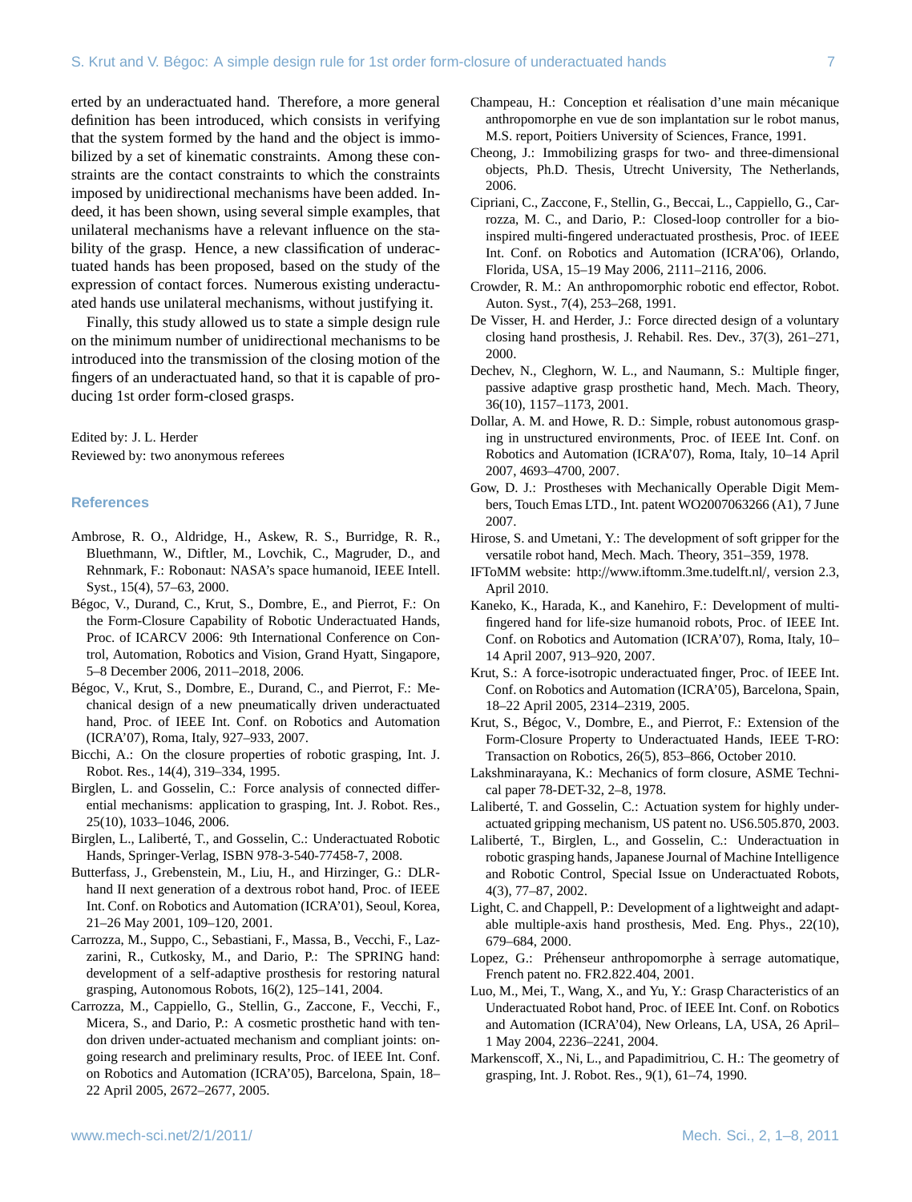erted by an underactuated hand. Therefore, a more general definition has been introduced, which consists in verifying that the system formed by the hand and the object is immobilized by a set of kinematic constraints. Among these constraints are the contact constraints to which the constraints imposed by unidirectional mechanisms have been added. Indeed, it has been shown, using several simple examples, that unilateral mechanisms have a relevant influence on the stability of the grasp. Hence, a new classification of underactuated hands has been proposed, based on the study of the expression of contact forces. Numerous existing underactuated hands use unilateral mechanisms, without justifying it.

Finally, this study allowed us to state a simple design rule on the minimum number of unidirectional mechanisms to be introduced into the transmission of the closing motion of the fingers of an underactuated hand, so that it is capable of producing 1st order form-closed grasps.

Edited by: J. L. Herder
Reviewed by: two anonymous referees

## References

Ambrose, R. O., Aldridge, H., Askew, R. S., Burridge, R. R., Bluethmann, W., Diftler, M., Lovchik, C., Magruder, D., and Rehnmark, F.: Robonaut: NASA's space humanoid, IEEE Intell. Syst., 15(4), 57–63, 2000.

Bégoc, V., Durand, C., Krut, S., Dombre, E., and Pierrot, F.: On the Form-Closure Capability of Robotic Underactuated Hands, Proc. of ICARCV 2006: 9th International Conference on Control, Automation, Robotics and Vision, Grand Hyatt, Singapore, 5–8 December 2006, 2011–2018, 2006.

Bégoc, V., Krut, S., Dombre, E., Durand, C., and Pierrot, F.: Mechanical design of a new pneumatically driven underactuated hand, Proc. of IEEE Int. Conf. on Robotics and Automation (ICRA'07), Roma, Italy, 927–933, 2007.

Bicchi, A.: On the closure properties of robotic grasping, Int. J. Robot. Res., 14(4), 319–334, 1995.

Birglen, L. and Gosselin, C.: Force analysis of connected differential mechanisms: application to grasping, Int. J. Robot. Res., 25(10), 1033–1046, 2006.

Birglen, L., Laliberté, T., and Gosselin, C.: Underactuated Robotic Hands, Springer-Verlag, ISBN 978-3-540-77458-7, 2008.

Butterfass, J., Grebenstein, M., Liu, H., and Hirzinger, G.: DLR-hand II next generation of a dextrous robot hand, Proc. of IEEE Int. Conf. on Robotics and Automation (ICRA'01), Seoul, Korea, 21–26 May 2001, 109–120, 2001.

Carrozza, M., Suppo, C., Sebastiani, F., Massa, B., Vecchi, F., Lazzarini, R., Cutkosky, M., and Dario, P.: The SPRING hand: development of a self-adaptive prosthesis for restoring natural grasping, Autonomous Robots, 16(2), 125–141, 2004.

Carrozza, M., Cappiello, G., Stellin, G., Zaccone, F., Vecchi, F., Micera, S., and Dario, P.: A cosmetic prosthetic hand with tendon driven under-actuated mechanism and compliant joints: ongoing research and preliminary results, Proc. of IEEE Int. Conf. on Robotics and Automation (ICRA'05), Barcelona, Spain, 18–22 April 2005, 2672–2677, 2005.

Champeau, H.: Conception et réalisation d'une main mécanique anthropomorphe en vue de son implantation sur le robot manus, M.S. report, Poitiers University of Sciences, France, 1991.

Cheong, J.: Immobilizing grasps for two- and three-dimensional objects, Ph.D. Thesis, Utrecht University, The Netherlands, 2006.

Cipriani, C., Zaccone, F., Stellin, G., Beccai, L., Cappiello, G., Carrozza, M. C., and Dario, P.: Closed-loop controller for a bio-inspired multi-fingered underactuated prosthesis, Proc. of IEEE Int. Conf. on Robotics and Automation (ICRA'06), Orlando, Florida, USA, 15–19 May 2006, 2111–2116, 2006.

Crowder, R. M.: An anthropomorphic robotic end effector, Robot. Auton. Syst., 7(4), 253–268, 1991.

De Visser, H. and Herder, J.: Force directed design of a voluntary closing hand prosthesis, J. Rehabil. Res. Dev., 37(3), 261–271, 2000.

Dechev, N., Cleghorn, W. L., and Naumann, S.: Multiple finger, passive adaptive grasp prosthetic hand, Mech. Mach. Theory, 36(10), 1157–1173, 2001.

Dollar, A. M. and Howe, R. D.: Simple, robust autonomous grasping in unstructured environments, Proc. of IEEE Int. Conf. on Robotics and Automation (ICRA'07), Roma, Italy, 10–14 April 2007, 4693–4700, 2007.

Gow, D. J.: Prostheses with Mechanically Operable Digit Members, Touch Emas LTD., Int. patent WO2007063266 (A1), 7 June 2007.

Hirose, S. and Umetani, Y.: The development of soft gripper for the versatile robot hand, Mech. Mach. Theory, 351–359, 1978.

IFToMM website: http://www.iftomm.3me.tudelft.nl/, version 2.3, April 2010.

Kaneko, K., Harada, K., and Kanehiro, F.: Development of multi-fingered hand for life-size humanoid robots, Proc. of IEEE Int. Conf. on Robotics and Automation (ICRA'07), Roma, Italy, 10–14 April 2007, 913–920, 2007.

Krut, S.: A force-isotropic underactuated finger, Proc. of IEEE Int. Conf. on Robotics and Automation (ICRA'05), Barcelona, Spain, 18–22 April 2005, 2314–2319, 2005.

Krut, S., Bégoc, V., Dombre, E., and Pierrot, F.: Extension of the Form-Closure Property to Underactuated Hands, IEEE T-RO: Transaction on Robotics, 26(5), 853–866, October 2010.

Lakshminarayana, K.: Mechanics of form closure, ASME Technical paper 78-DET-32, 2–8, 1978.

Laliberté, T. and Gosselin, C.: Actuation system for highly underactuated gripping mechanism, US patent no. US6.505.870, 2003.

Laliberté, T., Birglen, L., and Gosselin, C.: Underactuation in robotic grasping hands, Japanese Journal of Machine Intelligence and Robotic Control, Special Issue on Underactuated Robots, 4(3), 77–87, 2002.

Light, C. and Chappell, P.: Development of a lightweight and adaptable multiple-axis hand prosthesis, Med. Eng. Phys., 22(10), 679–684, 2000.

Lopez, G.: Préhenseur anthropomorphe à serrage automatique, French patent no. FR2.822.404, 2001.

Luo, M., Mei, T., Wang, X., and Yu, Y.: Grasp Characteristics of an Underactuated Robot hand, Proc. of IEEE Int. Conf. on Robotics and Automation (ICRA'04), New Orleans, LA, USA, 26 April–1 May 2004, 2236–2241, 2004.

Markenscoff, X., Ni, L., and Papadimitriou, C. H.: The geometry of grasping, Int. J. Robot. Res., 9(1), 61–74, 1990.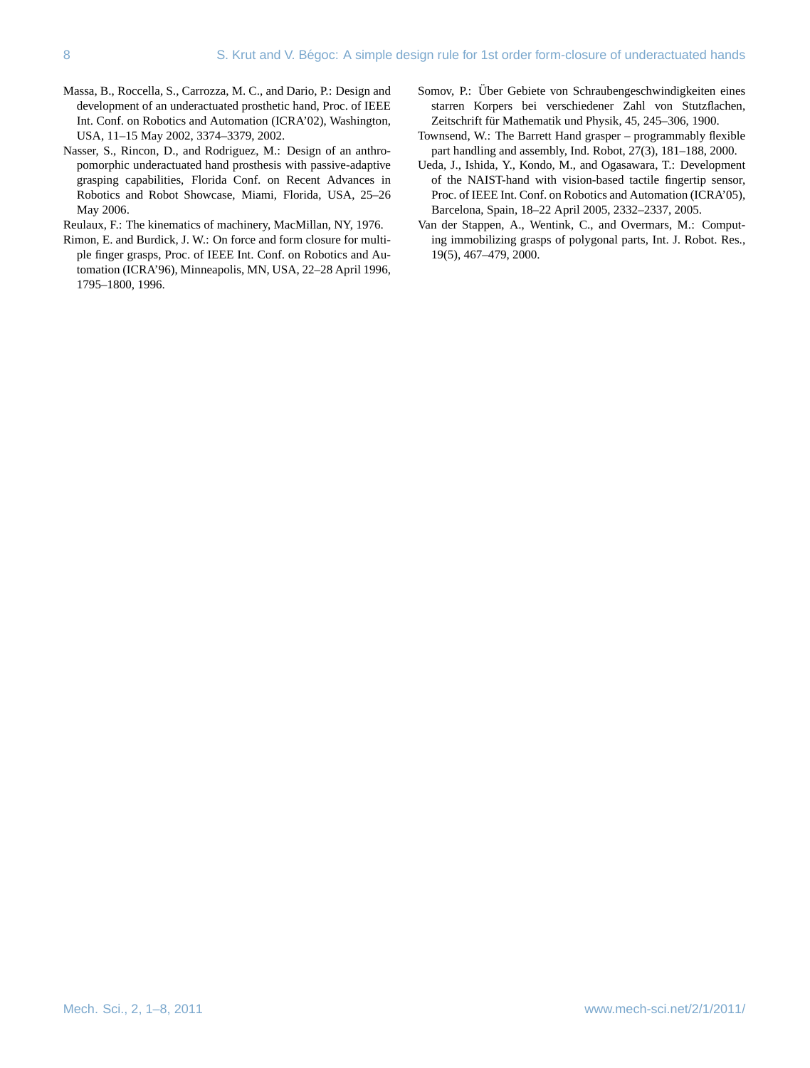Massa, B., Roccella, S., Carrozza, M. C., and Dario, P.: Design and development of an underactuated prosthetic hand, Proc. of IEEE Int. Conf. on Robotics and Automation (ICRA'02), Washington, USA, 11–15 May 2002, 3374–3379, 2002.

Nasser, S., Rincon, D., and Rodriguez, M.: Design of an anthropomorphic underactuated hand prosthesis with passive-adaptive grasping capabilities, Florida Conf. on Recent Advances in Robotics and Robot Showcase, Miami, Florida, USA, 25–26 May 2006.

Reulaux, F.: The kinematics of machinery, MacMillan, NY, 1976.

Rimon, E. and Burdick, J. W.: On force and form closure for multiple finger grasps, Proc. of IEEE Int. Conf. on Robotics and Automation (ICRA'96), Minneapolis, MN, USA, 22–28 April 1996, 1795–1800, 1996.

Somov, P.: Über Gebiete von Schraubengeschwindigkeiten eines starren Korpers bei verschiedener Zahl von Stutzflachen, Zeitschrift für Mathematik und Physik, 45, 245–306, 1900.

Townsend, W.: The Barrett Hand grasper – programmably flexible part handling and assembly, Ind. Robot, 27(3), 181–188, 2000.

Ueda, J., Ishida, Y., Kondo, M., and Ogasawara, T.: Development of the NAIST-hand with vision-based tactile fingertip sensor, Proc. of IEEE Int. Conf. on Robotics and Automation (ICRA'05), Barcelona, Spain, 18–22 April 2005, 2332–2337, 2005.

Van der Stappen, A., Wentink, C., and Overmars, M.: Computing immobilizing grasps of polygonal parts, Int. J. Robot. Res., 19(5), 467–479, 2000.